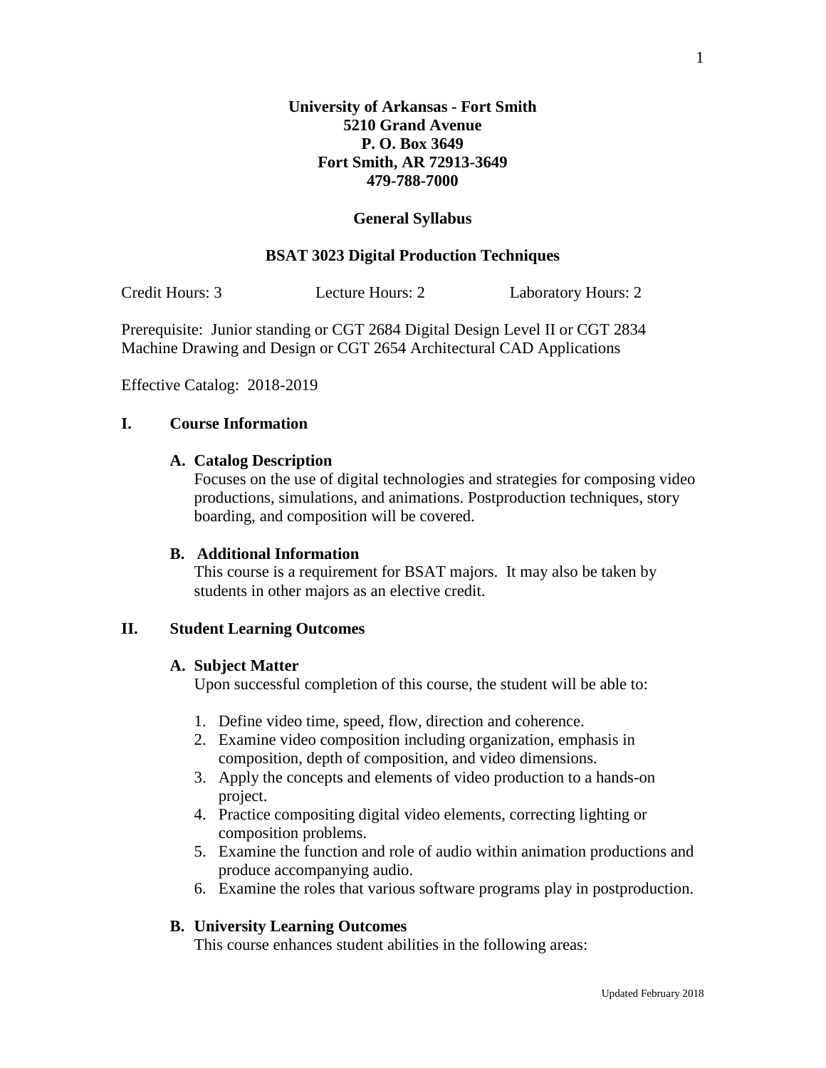**University of Arkansas - Fort Smith**
**5210 Grand Avenue**
**P. O. Box 3649**
**Fort Smith, AR 72913-3649**
**479-788-7000**

# General Syllabus

## BSAT 3023 Digital Production Techniques

Credit Hours: 3 Lecture Hours: 2 Laboratory Hours: 2

Prerequisite: Junior standing or CGT 2684 Digital Design Level II or CGT 2834 Machine Drawing and Design or CGT 2654 Architectural CAD Applications

Effective Catalog: 2018-2019

## I. Course Information

### A. Catalog Description

Focuses on the use of digital technologies and strategies for composing video productions, simulations, and animations. Postproduction techniques, story boarding, and composition will be covered.

### B. Additional Information

This course is a requirement for BSAT majors. It may also be taken by students in other majors as an elective credit.

## II. Student Learning Outcomes

### A. Subject Matter

Upon successful completion of this course, the student will be able to:

1. Define video time, speed, flow, direction and coherence.
2. Examine video composition including organization, emphasis in composition, depth of composition, and video dimensions.
3. Apply the concepts and elements of video production to a hands-on project.
4. Practice compositing digital video elements, correcting lighting or composition problems.
5. Examine the function and role of audio within animation productions and produce accompanying audio.
6. Examine the roles that various software programs play in postproduction.

### B. University Learning Outcomes

This course enhances student abilities in the following areas:

Updated February 2018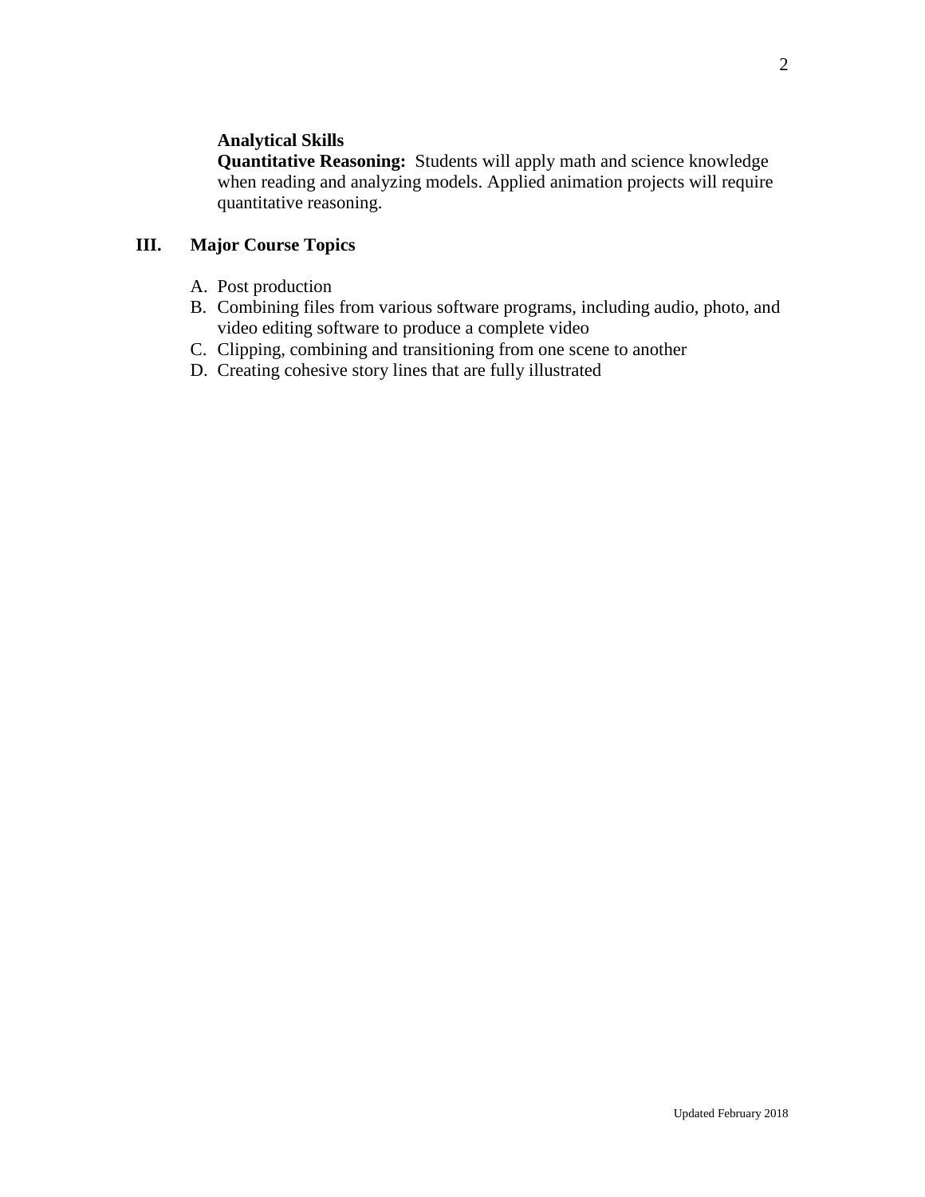**Analytical Skills**

**Quantitative Reasoning:** Students will apply math and science knowledge when reading and analyzing models. Applied animation projects will require quantitative reasoning.

## III. Major Course Topics

A. Post production
B. Combining files from various software programs, including audio, photo, and video editing software to produce a complete video
C. Clipping, combining and transitioning from one scene to another
D. Creating cohesive story lines that are fully illustrated

Updated February 2018